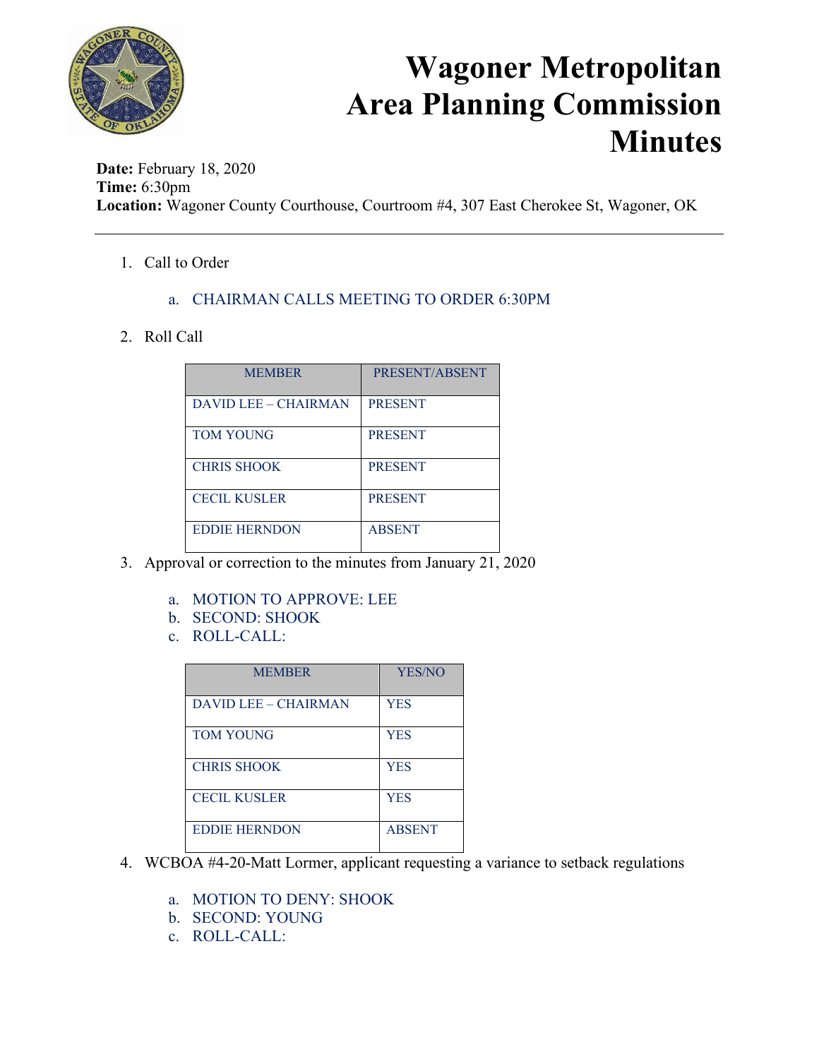# Wagoner Metropolitan Area Planning Commission Minutes

**Date:** February 18, 2020
**Time:** 6:30pm
**Location:** Wagoner County Courthouse, Courtroom #4, 307 East Cherokee St, Wagoner, OK

---

1. Call to Order
   a. CHAIRMAN CALLS MEETING TO ORDER 6:30PM

2. Roll Call

| MEMBER | PRESENT/ABSENT |
|---|---|
| DAVID LEE – CHAIRMAN | PRESENT |
| TOM YOUNG | PRESENT |
| CHRIS SHOOK | PRESENT |
| CECIL KUSLER | PRESENT |
| EDDIE HERNDON | ABSENT |

3. Approval or correction to the minutes from January 21, 2020
   a. MOTION TO APPROVE: LEE
   b. SECOND: SHOOK
   c. ROLL-CALL:

| MEMBER | YES/NO |
|---|---|
| DAVID LEE – CHAIRMAN | YES |
| TOM YOUNG | YES |
| CHRIS SHOOK | YES |
| CECIL KUSLER | YES |
| EDDIE HERNDON | ABSENT |

4. WCBOA #4-20-Matt Lormer, applicant requesting a variance to setback regulations
   a. MOTION TO DENY: SHOOK
   b. SECOND: YOUNG
   c. ROLL-CALL: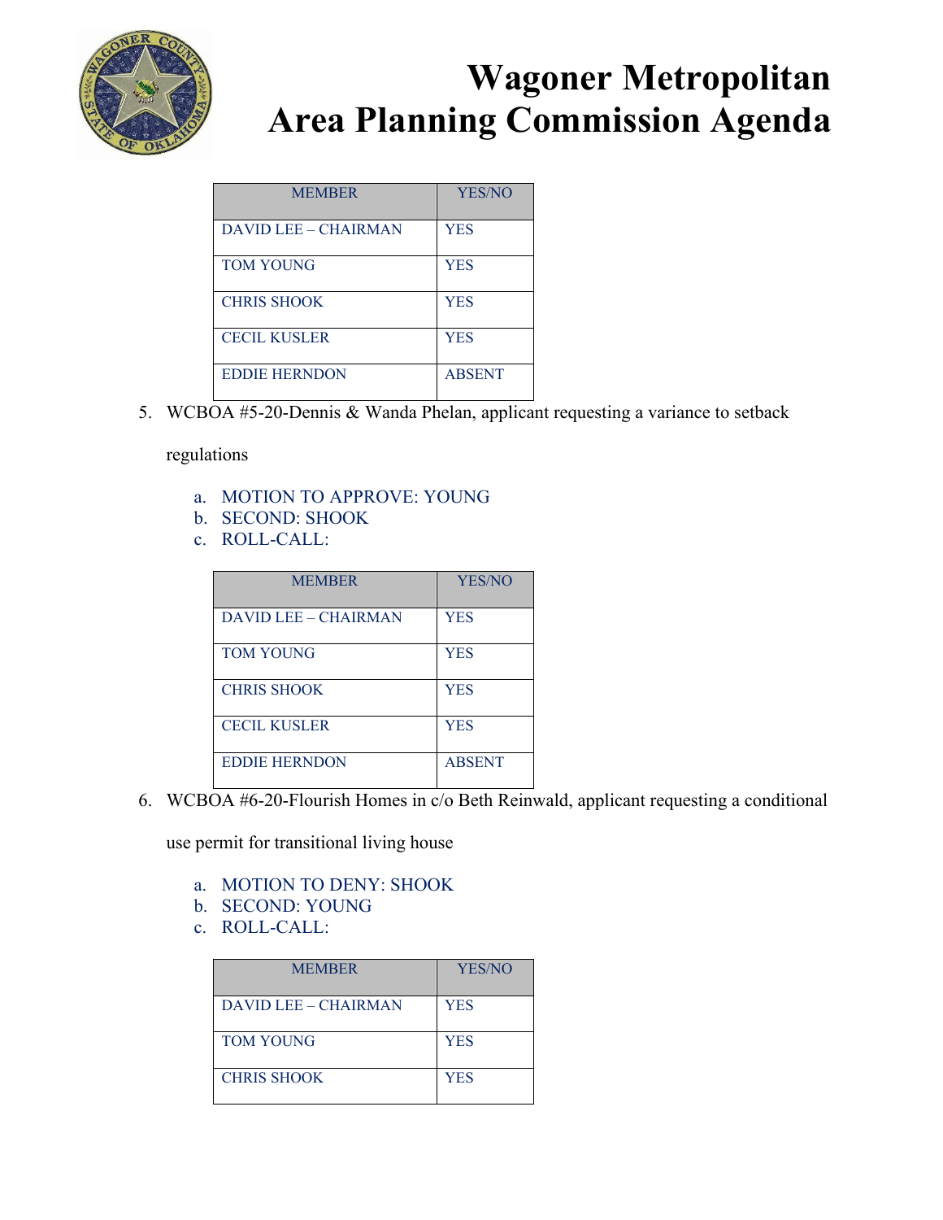# Wagoner Metropolitan Area Planning Commission Agenda

| MEMBER | YES/NO |
|---|---|
| DAVID LEE – CHAIRMAN | YES |
| TOM YOUNG | YES |
| CHRIS SHOOK | YES |
| CECIL KUSLER | YES |
| EDDIE HERNDON | ABSENT |

5. WCBOA #5-20-Dennis & Wanda Phelan, applicant requesting a variance to setback regulations

    a. MOTION TO APPROVE: YOUNG
    b. SECOND: SHOOK
    c. ROLL-CALL:

| MEMBER | YES/NO |
|---|---|
| DAVID LEE – CHAIRMAN | YES |
| TOM YOUNG | YES |
| CHRIS SHOOK | YES |
| CECIL KUSLER | YES |
| EDDIE HERNDON | ABSENT |

6. WCBOA #6-20-Flourish Homes in c/o Beth Reinwald, applicant requesting a conditional use permit for transitional living house

    a. MOTION TO DENY: SHOOK
    b. SECOND: YOUNG
    c. ROLL-CALL:

| MEMBER | YES/NO |
|---|---|
| DAVID LEE – CHAIRMAN | YES |
| TOM YOUNG | YES |
| CHRIS SHOOK | YES |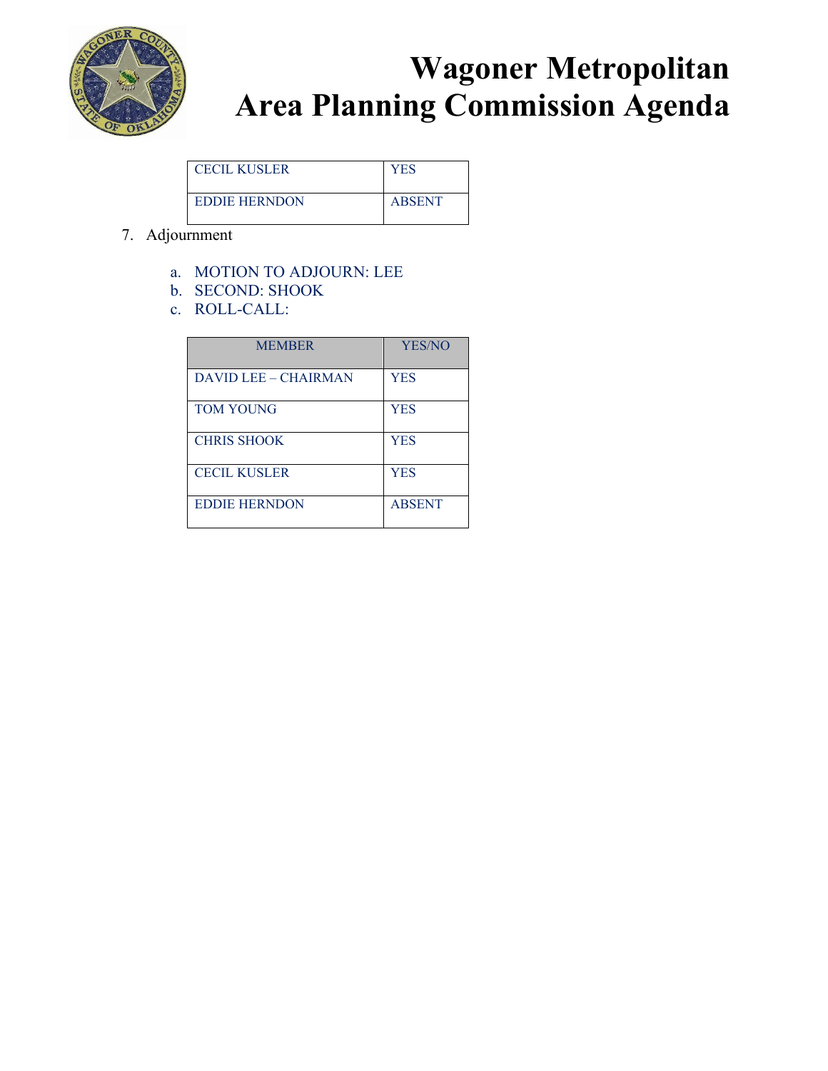| | |
|---|---|
| CECIL KUSLER | YES |
| EDDIE HERNDON | ABSENT |

7. Adjournment

   a. MOTION TO ADJOURN: LEE
   b. SECOND: SHOOK
   c. ROLL-CALL:

| MEMBER | YES/NO |
|---|---|
| DAVID LEE – CHAIRMAN | YES |
| TOM YOUNG | YES |
| CHRIS SHOOK | YES |
| CECIL KUSLER | YES |
| EDDIE HERNDON | ABSENT |